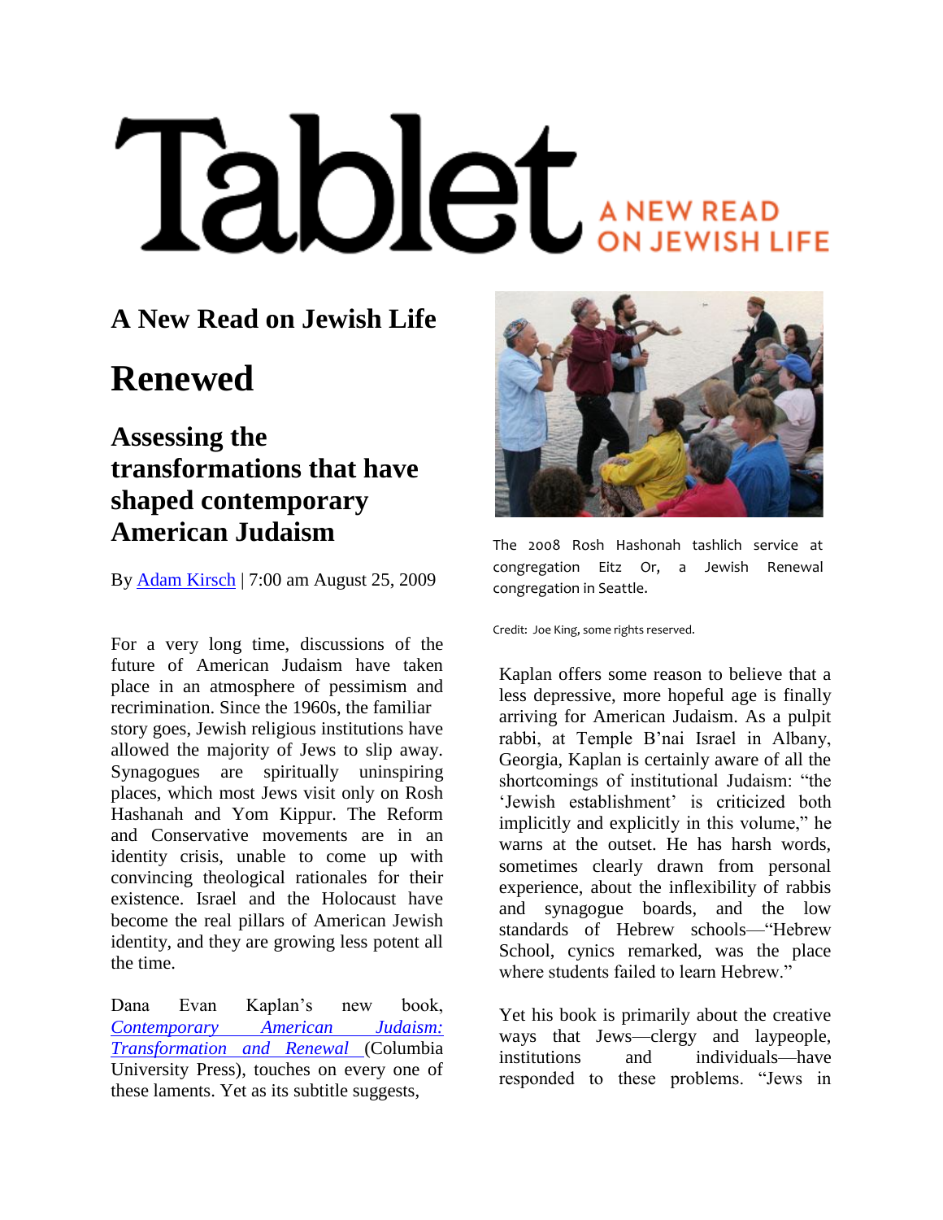# Tablet A NEW READ ON JEWISH LIFE

## A New Read on Jewish Life

# Renewed

## Assessing the transformations that have shaped contemporary American Judaism

By Adam Kirsch | 7:00 am August 25, 2009

The 2008 Rosh Hashonah tashlich service at congregation Eitz Or, a Jewish Renewal congregation in Seattle.

Credit: Joe King, some rights reserved.

For a very long time, discussions of the future of American Judaism have taken place in an atmosphere of pessimism and recrimination. Since the 1960s, the familiar story goes, Jewish religious institutions have allowed the majority of Jews to slip away. Synagogues are spiritually uninspiring places, which most Jews visit only on Rosh Hashanah and Yom Kippur. The Reform and Conservative movements are in an identity crisis, unable to come up with convincing theological rationales for their existence. Israel and the Holocaust have become the real pillars of American Jewish identity, and they are growing less potent all the time.

Dana Evan Kaplan's new book, *Contemporary American Judaism: Transformation and Renewal* (Columbia University Press), touches on every one of these laments. Yet as its subtitle suggests, Kaplan offers some reason to believe that a less depressive, more hopeful age is finally arriving for American Judaism. As a pulpit rabbi, at Temple B'nai Israel in Albany, Georgia, Kaplan is certainly aware of all the shortcomings of institutional Judaism: "the 'Jewish establishment' is criticized both implicitly and explicitly in this volume," he warns at the outset. He has harsh words, sometimes clearly drawn from personal experience, about the inflexibility of rabbis and synagogue boards, and the low standards of Hebrew schools—"Hebrew School, cynics remarked, was the place where students failed to learn Hebrew."

Yet his book is primarily about the creative ways that Jews—clergy and laypeople, institutions and individuals—have responded to these problems. "Jews in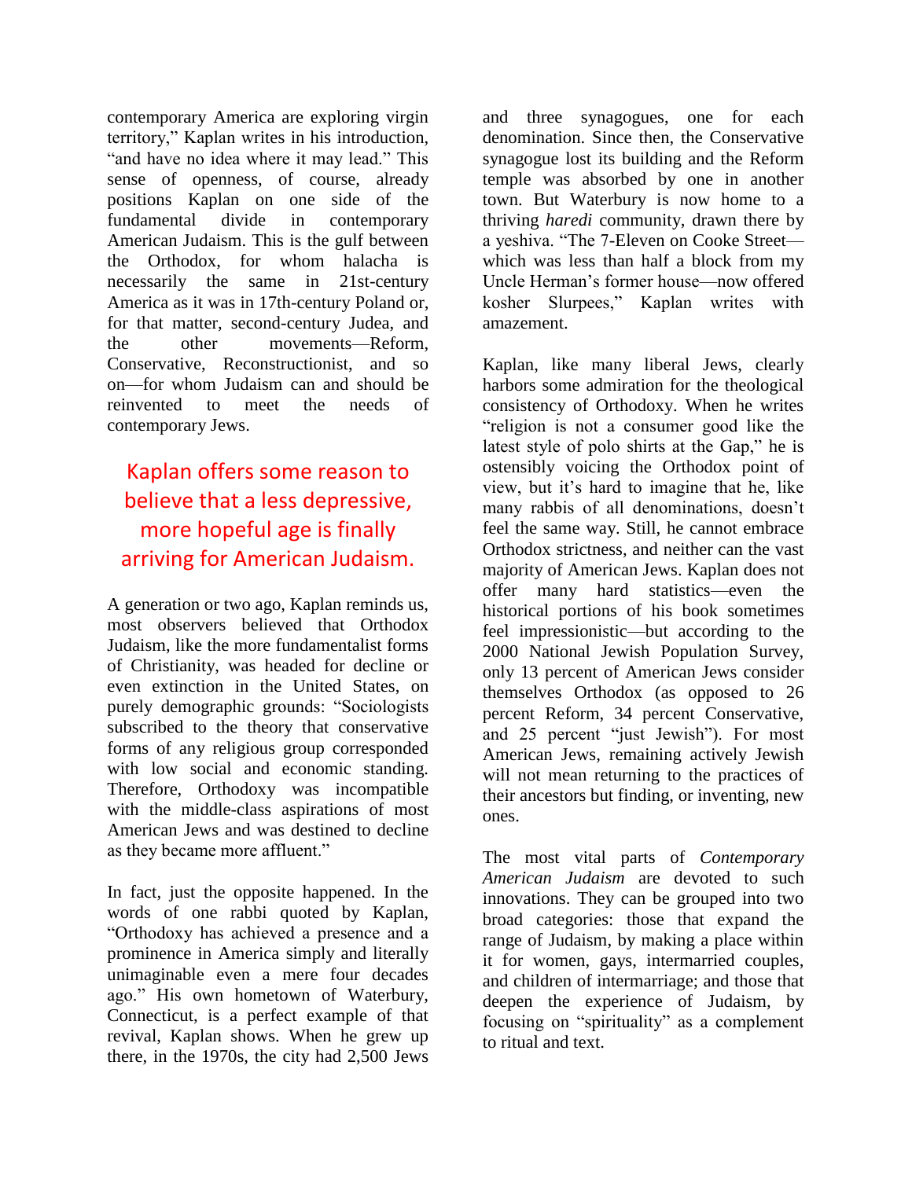contemporary America are exploring virgin territory," Kaplan writes in his introduction, "and have no idea where it may lead." This sense of openness, of course, already positions Kaplan on one side of the fundamental divide in contemporary American Judaism. This is the gulf between the Orthodox, for whom halacha is necessarily the same in 21st-century America as it was in 17th-century Poland or, for that matter, second-century Judea, and the other movements—Reform, Conservative, Reconstructionist, and so on—for whom Judaism can and should be reinvented to meet the needs of contemporary Jews.

> Kaplan offers some reason to believe that a less depressive, more hopeful age is finally arriving for American Judaism.

A generation or two ago, Kaplan reminds us, most observers believed that Orthodox Judaism, like the more fundamentalist forms of Christianity, was headed for decline or even extinction in the United States, on purely demographic grounds: "Sociologists subscribed to the theory that conservative forms of any religious group corresponded with low social and economic standing. Therefore, Orthodoxy was incompatible with the middle-class aspirations of most American Jews and was destined to decline as they became more affluent."

In fact, just the opposite happened. In the words of one rabbi quoted by Kaplan, "Orthodoxy has achieved a presence and a prominence in America simply and literally unimaginable even a mere four decades ago." His own hometown of Waterbury, Connecticut, is a perfect example of that revival, Kaplan shows. When he grew up there, in the 1970s, the city had 2,500 Jews and three synagogues, one for each denomination. Since then, the Conservative synagogue lost its building and the Reform temple was absorbed by one in another town. But Waterbury is now home to a thriving *haredi* community, drawn there by a yeshiva. "The 7-Eleven on Cooke Street—which was less than half a block from my Uncle Herman's former house—now offered kosher Slurpees," Kaplan writes with amazement.

Kaplan, like many liberal Jews, clearly harbors some admiration for the theological consistency of Orthodoxy. When he writes "religion is not a consumer good like the latest style of polo shirts at the Gap," he is ostensibly voicing the Orthodox point of view, but it's hard to imagine that he, like many rabbis of all denominations, doesn't feel the same way. Still, he cannot embrace Orthodox strictness, and neither can the vast majority of American Jews. Kaplan does not offer many hard statistics—even the historical portions of his book sometimes feel impressionistic—but according to the 2000 National Jewish Population Survey, only 13 percent of American Jews consider themselves Orthodox (as opposed to 26 percent Reform, 34 percent Conservative, and 25 percent "just Jewish"). For most American Jews, remaining actively Jewish will not mean returning to the practices of their ancestors but finding, or inventing, new ones.

The most vital parts of *Contemporary American Judaism* are devoted to such innovations. They can be grouped into two broad categories: those that expand the range of Judaism, by making a place within it for women, gays, intermarried couples, and children of intermarriage; and those that deepen the experience of Judaism, by focusing on "spirituality" as a complement to ritual and text.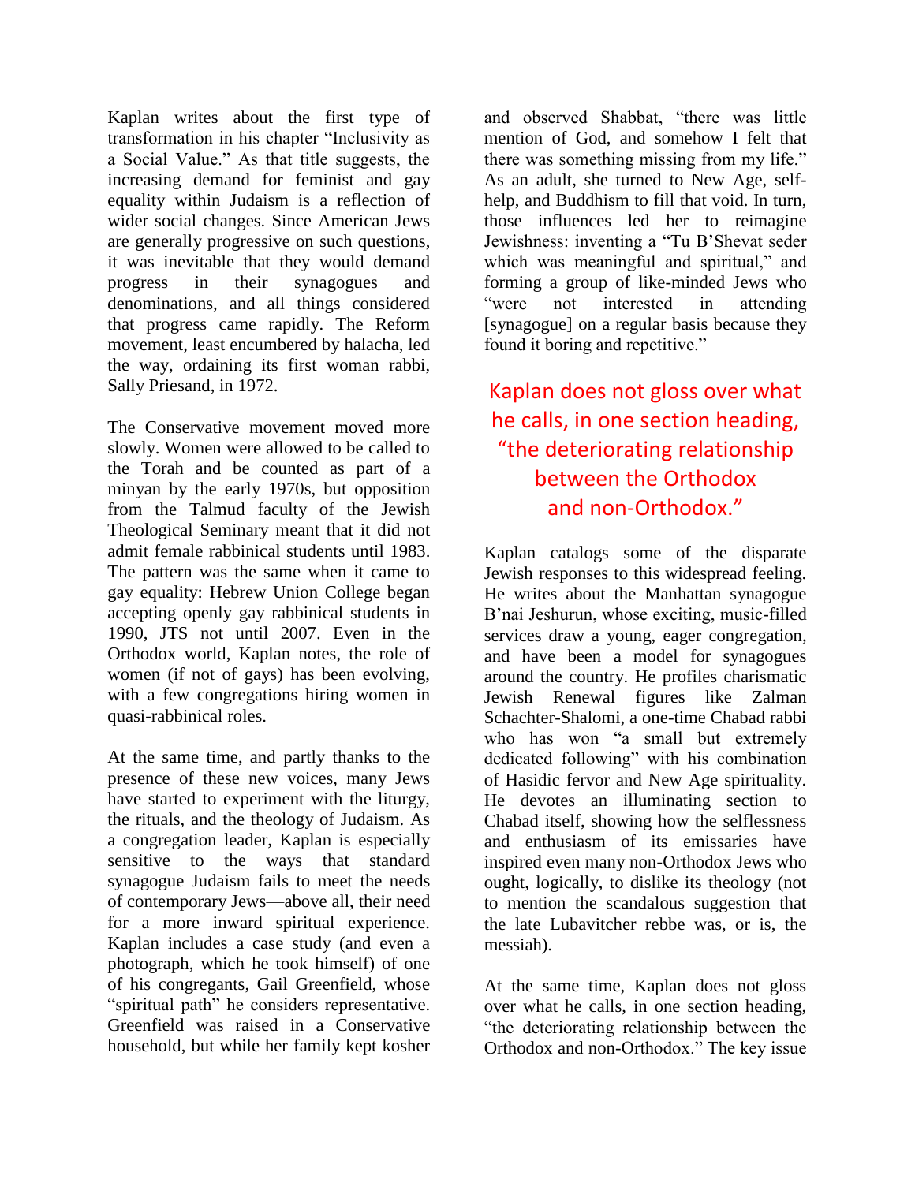Kaplan writes about the first type of transformation in his chapter "Inclusivity as a Social Value." As that title suggests, the increasing demand for feminist and gay equality within Judaism is a reflection of wider social changes. Since American Jews are generally progressive on such questions, it was inevitable that they would demand progress in their synagogues and denominations, and all things considered that progress came rapidly. The Reform movement, least encumbered by halacha, led the way, ordaining its first woman rabbi, Sally Priesand, in 1972.

The Conservative movement moved more slowly. Women were allowed to be called to the Torah and be counted as part of a minyan by the early 1970s, but opposition from the Talmud faculty of the Jewish Theological Seminary meant that it did not admit female rabbinical students until 1983. The pattern was the same when it came to gay equality: Hebrew Union College began accepting openly gay rabbinical students in 1990, JTS not until 2007. Even in the Orthodox world, Kaplan notes, the role of women (if not of gays) has been evolving, with a few congregations hiring women in quasi-rabbinical roles.

At the same time, and partly thanks to the presence of these new voices, many Jews have started to experiment with the liturgy, the rituals, and the theology of Judaism. As a congregation leader, Kaplan is especially sensitive to the ways that standard synagogue Judaism fails to meet the needs of contemporary Jews—above all, their need for a more inward spiritual experience. Kaplan includes a case study (and even a photograph, which he took himself) of one of his congregants, Gail Greenfield, whose "spiritual path" he considers representative. Greenfield was raised in a Conservative household, but while her family kept kosher and observed Shabbat, "there was little mention of God, and somehow I felt that there was something missing from my life." As an adult, she turned to New Age, self-help, and Buddhism to fill that void. In turn, those influences led her to reimagine Jewishness: inventing a "Tu B'Shevat seder which was meaningful and spiritual," and forming a group of like-minded Jews who "were not interested in attending [synagogue] on a regular basis because they found it boring and repetitive."

> Kaplan does not gloss over what he calls, in one section heading, "the deteriorating relationship between the Orthodox and non-Orthodox."

Kaplan catalogs some of the disparate Jewish responses to this widespread feeling. He writes about the Manhattan synagogue B'nai Jeshurun, whose exciting, music-filled services draw a young, eager congregation, and have been a model for synagogues around the country. He profiles charismatic Jewish Renewal figures like Zalman Schachter-Shalomi, a one-time Chabad rabbi who has won "a small but extremely dedicated following" with his combination of Hasidic fervor and New Age spirituality. He devotes an illuminating section to Chabad itself, showing how the selflessness and enthusiasm of its emissaries have inspired even many non-Orthodox Jews who ought, logically, to dislike its theology (not to mention the scandalous suggestion that the late Lubavitcher rebbe was, or is, the messiah).

At the same time, Kaplan does not gloss over what he calls, in one section heading, "the deteriorating relationship between the Orthodox and non-Orthodox." The key issue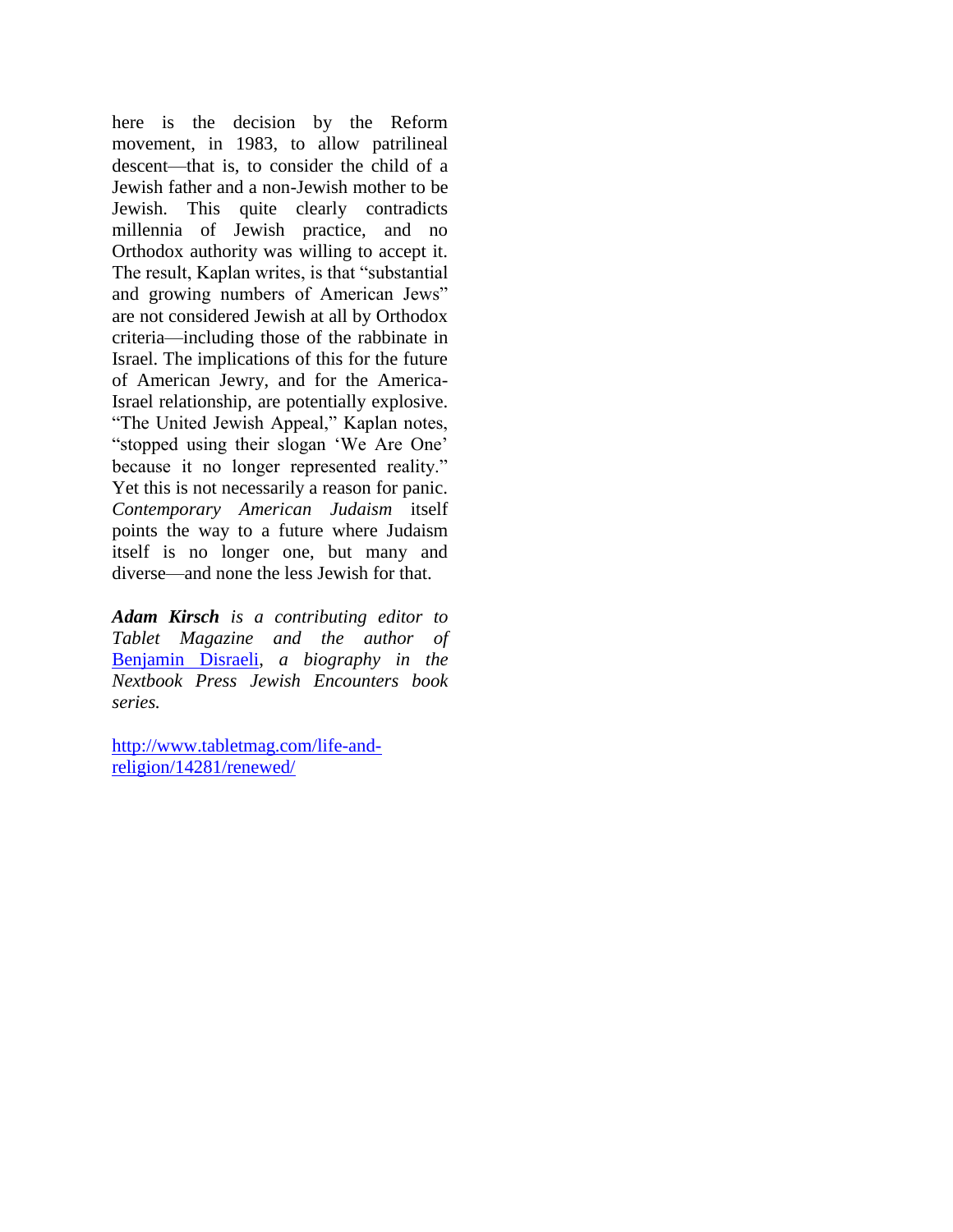here is the decision by the Reform movement, in 1983, to allow patrilineal descent—that is, to consider the child of a Jewish father and a non-Jewish mother to be Jewish. This quite clearly contradicts millennia of Jewish practice, and no Orthodox authority was willing to accept it. The result, Kaplan writes, is that "substantial and growing numbers of American Jews" are not considered Jewish at all by Orthodox criteria—including those of the rabbinate in Israel. The implications of this for the future of American Jewry, and for the America-Israel relationship, are potentially explosive. "The United Jewish Appeal," Kaplan notes, "stopped using their slogan 'We Are One' because it no longer represented reality." Yet this is not necessarily a reason for panic. *Contemporary American Judaism* itself points the way to a future where Judaism itself is no longer one, but many and diverse—and none the less Jewish for that.

***Adam Kirsch*** *is a contributing editor to Tablet Magazine and the author of* [Benjamin Disraeli](), *a biography in the Nextbook Press Jewish Encounters book series.*

[http://www.tabletmag.com/life-and-religion/14281/renewed/](http://www.tabletmag.com/life-and-religion/14281/renewed/)